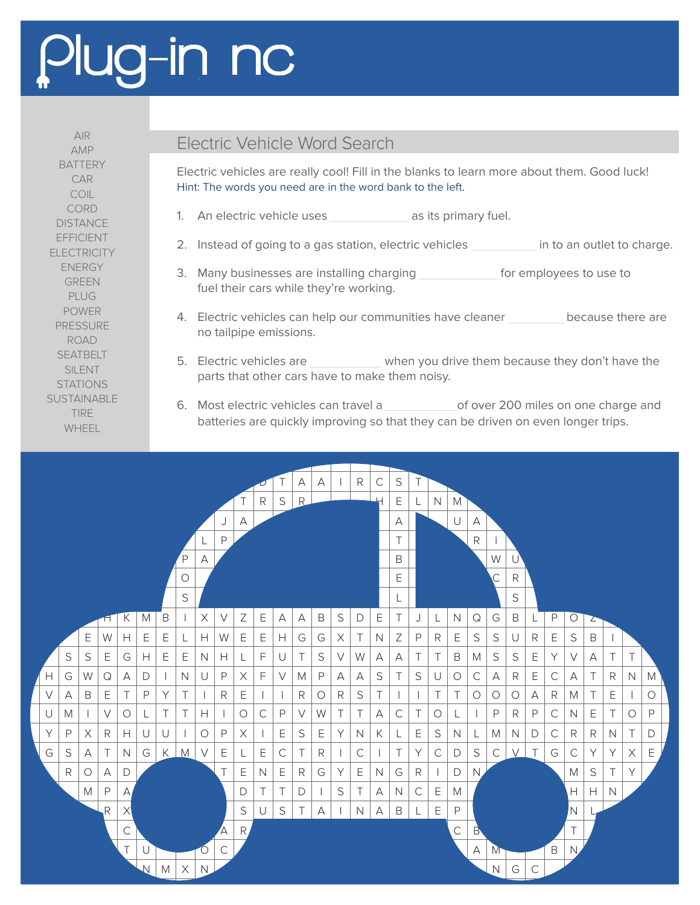# Plug-in nc

AIR
AMP
BATTERY
CAR
COIL
CORD
DISTANCE
EFFICIENT
ELECTRICITY
ENERGY
GREEN
PLUG
POWER
PRESSURE
ROAD
SEATBELT
SILENT
STATIONS
SUSTAINABLE
TIRE
WHEEL

## Electric Vehicle Word Search

Electric vehicles are really cool! Fill in the blanks to learn more about them. Good luck!
Hint: The words you need are in the word bank to the left.

1. An electric vehicle uses ___________ as its primary fuel.
2. Instead of going to a gas station, electric vehicles __________ in to an outlet to charge.
3. Many businesses are installing charging ___________ for employees to use to fuel their cars while they're working.
4. Electric vehicles can help our communities have cleaner _________ because there are no tailpipe emissions.
5. Electric vehicles are ___________ when you drive them because they don't have the parts that other cars have to make them noisy.
6. Most electric vehicles can travel a ___________of over 200 miles on one charge and batteries are quickly improving so that they can be driven on even longer trips.

```
D T A A I R C S T
T R S R H E L N M
J A A U A
L P T R I
P A B W U
O E C R
S L S
H K M B I X V Z E A A B S D E T J L N Q G B L P O Z
E W H E E L H W E E H G G X T N Z P R E S S U R E S B I
S S E G H E E N H L F U T S V W A A T T B M S S E Y V A T T
H G W Q A D I N U P X F V M P A A S T S U O C A R E C A T R N M
V A B E T P Y T I R E I I R O R S T I I T T O O O A R M T E I O
U M I V O L T T H I O C P V W T T A C T O L I P R P C N E T O P
Y P X R H U U I O P X I E S E Y N K L E S N L M N D C R R N T D
G S A T N G K M V E L E C T R I C I T Y C D S C V T G C Y Y X E
R O A D T E N E R G Y E N G R I D N M S T Y
M P A D T T D I S T A N C E M H H N
R X S U S T A I N A B L E P N L
C A R C B T
T U O C A M B N
N M X N N G C
```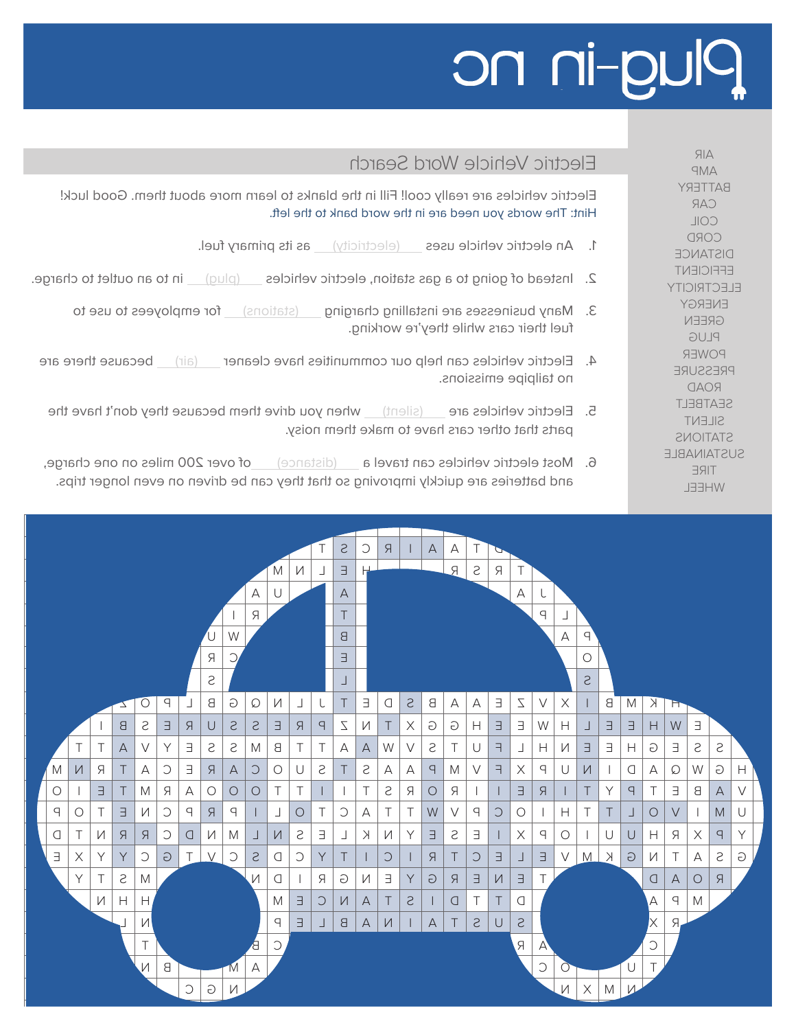# Plug-in NC

## Electric Vehicle Word Search

Electric vehicles are really cool! Fill in the blanks to learn more about them. Good luck!
Hint: The words you need are in the word bank to the left.

1. An electric vehicle uses \_\_\_(electricity)\_\_\_ as its primary fuel.
2. Instead of going to a gas station, electric vehicles \_\_\_(plug)\_\_\_ in to an outlet to charge.
3. Many businesses are installing charging \_\_\_(stations)\_\_\_ for employees to use to fuel their cars while they're working.
4. Electric vehicles can help our communities have cleaner \_\_\_(air)\_\_\_ because there are no tailpipe emissions.
5. Electric vehicles are \_\_\_(silent)\_\_\_ when you drive them because they don't have the parts that other cars have to make them noisy.
6. Most electric vehicles can travel a \_\_\_(distance)\_\_\_ of over 200 miles on one charge, and batteries are quickly improving so that they can be driven on even longer trips.

AIR
AMP
BATTERY
CAR
COIL
CORD
DISTANCE
EFFICIENT
ELECTRICITY
ENERGY
GREEN
PLUG
POWER
PRESSURE
ROAD
SEATBELT
SILENT
STATIONS
SUSTAINABLE
TIRE
WHEEL